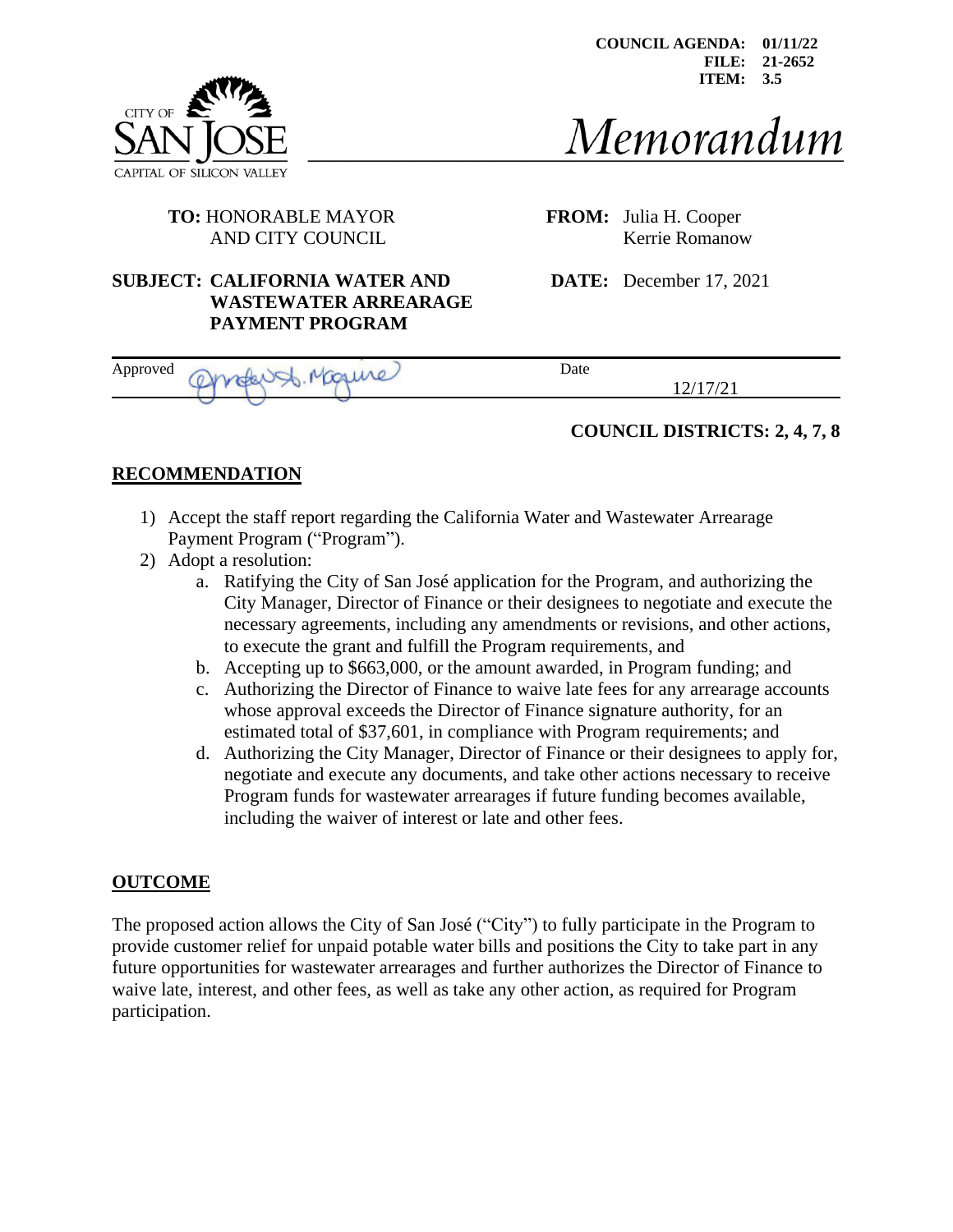**COUNCIL AGENDA: 01/11/22**
**FILE: 21-2652**
**ITEM: 3.5**

CITY OF
SAN JOSE
CAPITAL OF SILICON VALLEY

# *Memorandum*

**TO:** HONORABLE MAYOR AND CITY COUNCIL

**FROM:** Julia H. Cooper
Kerrie Romanow

**SUBJECT: CALIFORNIA WATER AND WASTEWATER ARREARAGE PAYMENT PROGRAM**

**DATE:** December 17, 2021

Approved: Angel St. Maguire
Date: 12/17/21

**COUNCIL DISTRICTS: 2, 4, 7, 8**

## RECOMMENDATION

1) Accept the staff report regarding the California Water and Wastewater Arrearage Payment Program ("Program").
2) Adopt a resolution:
   a. Ratifying the City of San José application for the Program, and authorizing the City Manager, Director of Finance or their designees to negotiate and execute the necessary agreements, including any amendments or revisions, and other actions, to execute the grant and fulfill the Program requirements, and
   b. Accepting up to $663,000, or the amount awarded, in Program funding; and
   c. Authorizing the Director of Finance to waive late fees for any arrearage accounts whose approval exceeds the Director of Finance signature authority, for an estimated total of $37,601, in compliance with Program requirements; and
   d. Authorizing the City Manager, Director of Finance or their designees to apply for, negotiate and execute any documents, and take other actions necessary to receive Program funds for wastewater arrearages if future funding becomes available, including the waiver of interest or late and other fees.

## OUTCOME

The proposed action allows the City of San José ("City") to fully participate in the Program to provide customer relief for unpaid potable water bills and positions the City to take part in any future opportunities for wastewater arrearages and further authorizes the Director of Finance to waive late, interest, and other fees, as well as take any other action, as required for Program participation.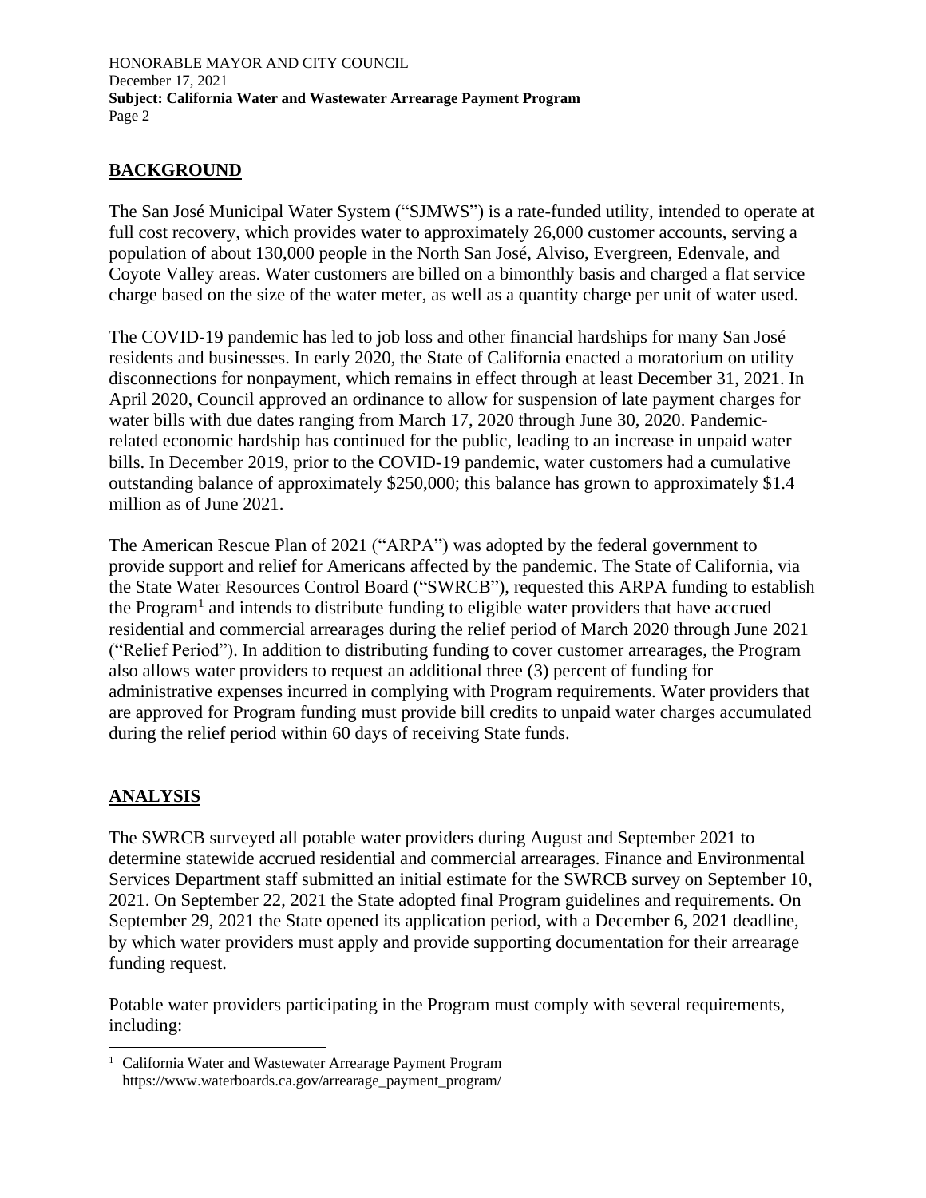## BACKGROUND

The San José Municipal Water System ("SJMWS") is a rate-funded utility, intended to operate at full cost recovery, which provides water to approximately 26,000 customer accounts, serving a population of about 130,000 people in the North San José, Alviso, Evergreen, Edenvale, and Coyote Valley areas. Water customers are billed on a bimonthly basis and charged a flat service charge based on the size of the water meter, as well as a quantity charge per unit of water used.

The COVID-19 pandemic has led to job loss and other financial hardships for many San José residents and businesses. In early 2020, the State of California enacted a moratorium on utility disconnections for nonpayment, which remains in effect through at least December 31, 2021. In April 2020, Council approved an ordinance to allow for suspension of late payment charges for water bills with due dates ranging from March 17, 2020 through June 30, 2020. Pandemic-related economic hardship has continued for the public, leading to an increase in unpaid water bills. In December 2019, prior to the COVID-19 pandemic, water customers had a cumulative outstanding balance of approximately $250,000; this balance has grown to approximately $1.4 million as of June 2021.

The American Rescue Plan of 2021 ("ARPA") was adopted by the federal government to provide support and relief for Americans affected by the pandemic. The State of California, via the State Water Resources Control Board ("SWRCB"), requested this ARPA funding to establish the Program[1] and intends to distribute funding to eligible water providers that have accrued residential and commercial arrearages during the relief period of March 2020 through June 2021 ("Relief Period"). In addition to distributing funding to cover customer arrearages, the Program also allows water providers to request an additional three (3) percent of funding for administrative expenses incurred in complying with Program requirements. Water providers that are approved for Program funding must provide bill credits to unpaid water charges accumulated during the relief period within 60 days of receiving State funds.

## ANALYSIS

The SWRCB surveyed all potable water providers during August and September 2021 to determine statewide accrued residential and commercial arrearages. Finance and Environmental Services Department staff submitted an initial estimate for the SWRCB survey on September 10, 2021. On September 22, 2021 the State adopted final Program guidelines and requirements. On September 29, 2021 the State opened its application period, with a December 6, 2021 deadline, by which water providers must apply and provide supporting documentation for their arrearage funding request.

Potable water providers participating in the Program must comply with several requirements, including:

[1] California Water and Wastewater Arrearage Payment Program https://www.waterboards.ca.gov/arrearage_payment_program/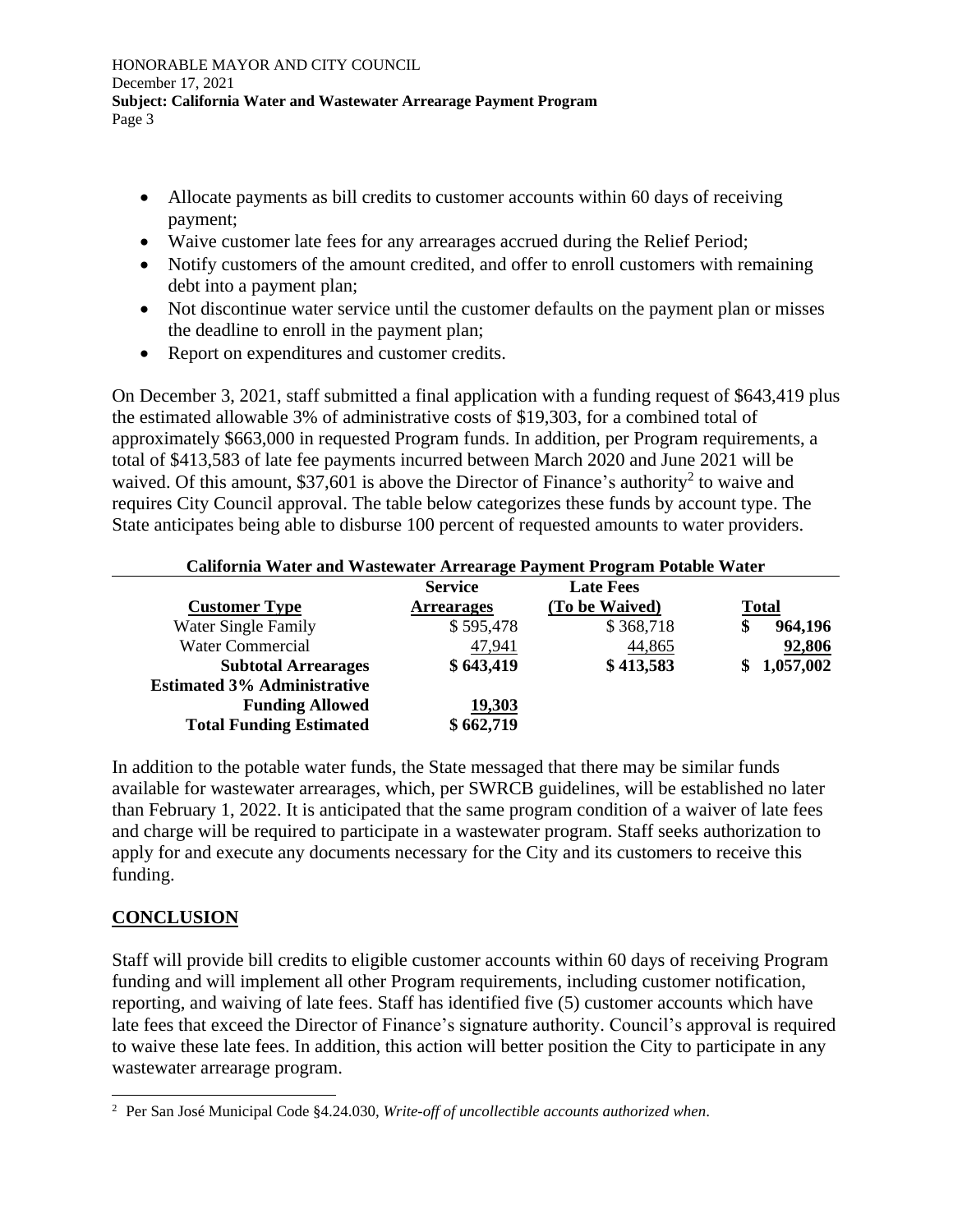- Allocate payments as bill credits to customer accounts within 60 days of receiving payment;
- Waive customer late fees for any arrearages accrued during the Relief Period;
- Notify customers of the amount credited, and offer to enroll customers with remaining debt into a payment plan;
- Not discontinue water service until the customer defaults on the payment plan or misses the deadline to enroll in the payment plan;
- Report on expenditures and customer credits.

On December 3, 2021, staff submitted a final application with a funding request of $643,419 plus the estimated allowable 3% of administrative costs of $19,303, for a combined total of approximately $663,000 in requested Program funds. In addition, per Program requirements, a total of $413,583 of late fee payments incurred between March 2020 and June 2021 will be waived. Of this amount, $37,601 is above the Director of Finance's authority[2] to waive and requires City Council approval. The table below categorizes these funds by account type. The State anticipates being able to disburse 100 percent of requested amounts to water providers.

**California Water and Wastewater Arrearage Payment Program Potable Water**

| Customer Type | Service Arrearages | Late Fees (To be Waived) | Total |
|---|---|---|---|
| Water Single Family | $ 595,478 | $ 368,718 | $ 964,196 |
| Water Commercial | 47,941 | 44,865 | 92,806 |
| **Subtotal Arrearages** | **$ 643,419** | **$ 413,583** | **$ 1,057,002** |
| **Estimated 3% Administrative Funding Allowed** | **19,303** | | |
| **Total Funding Estimated** | **$ 662,719** | | |

In addition to the potable water funds, the State messaged that there may be similar funds available for wastewater arrearages, which, per SWRCB guidelines, will be established no later than February 1, 2022. It is anticipated that the same program condition of a waiver of late fees and charge will be required to participate in a wastewater program. Staff seeks authorization to apply for and execute any documents necessary for the City and its customers to receive this funding.

## CONCLUSION

Staff will provide bill credits to eligible customer accounts within 60 days of receiving Program funding and will implement all other Program requirements, including customer notification, reporting, and waiving of late fees. Staff has identified five (5) customer accounts which have late fees that exceed the Director of Finance's signature authority. Council's approval is required to waive these late fees. In addition, this action will better position the City to participate in any wastewater arrearage program.

[2] Per San José Municipal Code §4.24.030, *Write-off of uncollectible accounts authorized when*.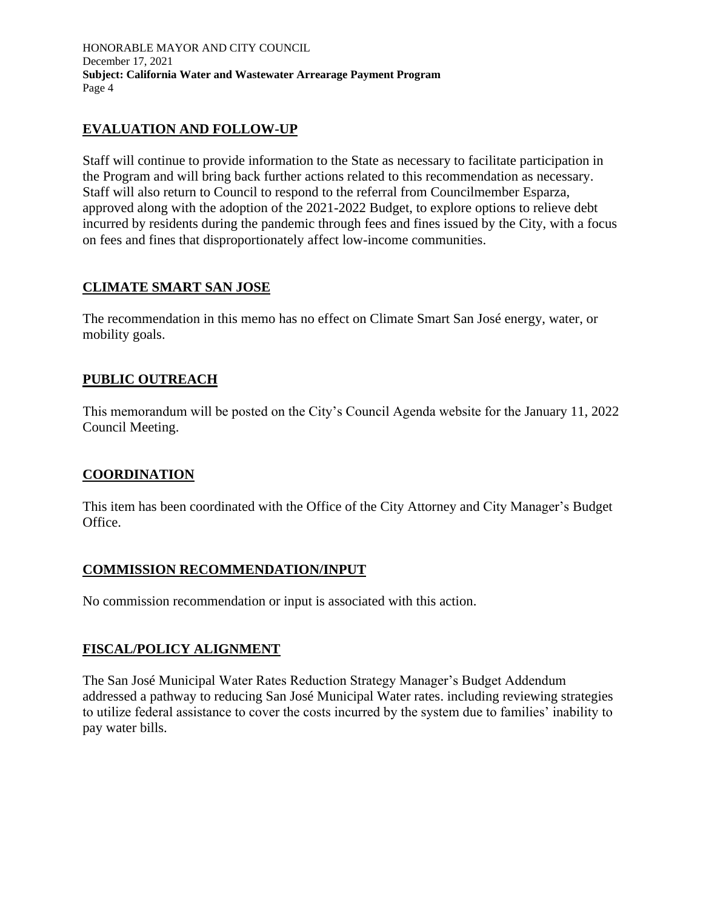## EVALUATION AND FOLLOW-UP

Staff will continue to provide information to the State as necessary to facilitate participation in the Program and will bring back further actions related to this recommendation as necessary. Staff will also return to Council to respond to the referral from Councilmember Esparza, approved along with the adoption of the 2021-2022 Budget, to explore options to relieve debt incurred by residents during the pandemic through fees and fines issued by the City, with a focus on fees and fines that disproportionately affect low-income communities.

## CLIMATE SMART SAN JOSE

The recommendation in this memo has no effect on Climate Smart San José energy, water, or mobility goals.

## PUBLIC OUTREACH

This memorandum will be posted on the City's Council Agenda website for the January 11, 2022 Council Meeting.

## COORDINATION

This item has been coordinated with the Office of the City Attorney and City Manager's Budget Office.

## COMMISSION RECOMMENDATION/INPUT

No commission recommendation or input is associated with this action.

## FISCAL/POLICY ALIGNMENT

The San José Municipal Water Rates Reduction Strategy Manager's Budget Addendum addressed a pathway to reducing San José Municipal Water rates. including reviewing strategies to utilize federal assistance to cover the costs incurred by the system due to families' inability to pay water bills.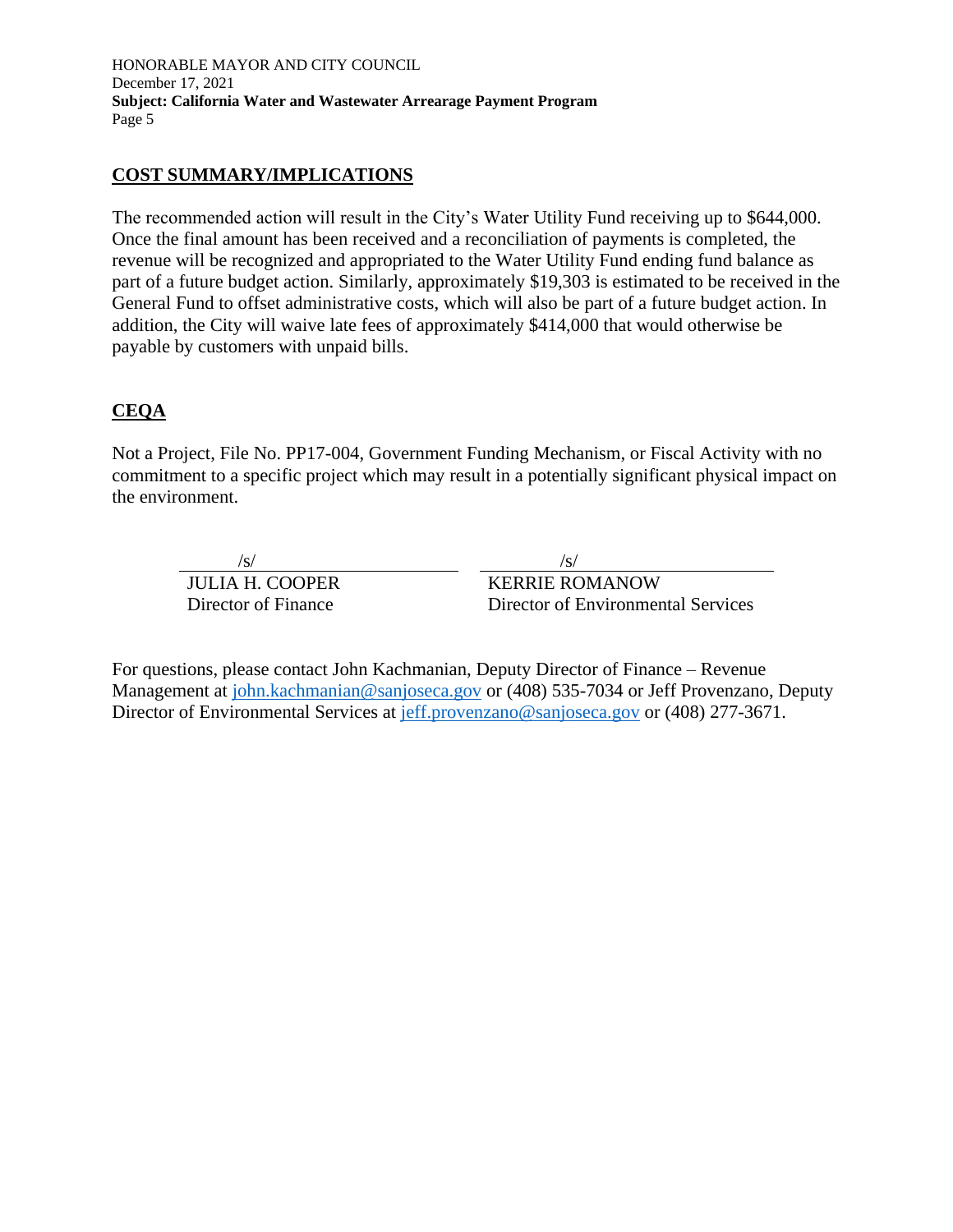## COST SUMMARY/IMPLICATIONS

The recommended action will result in the City's Water Utility Fund receiving up to $644,000. Once the final amount has been received and a reconciliation of payments is completed, the revenue will be recognized and appropriated to the Water Utility Fund ending fund balance as part of a future budget action. Similarly, approximately $19,303 is estimated to be received in the General Fund to offset administrative costs, which will also be part of a future budget action. In addition, the City will waive late fees of approximately $414,000 that would otherwise be payable by customers with unpaid bills.

## CEQA

Not a Project, File No. PP17-004, Government Funding Mechanism, or Fiscal Activity with no commitment to a specific project which may result in a potentially significant physical impact on the environment.

| | |
|---|---|
| /s/ | /s/ |
| JULIA H. COOPER | KERRIE ROMANOW |
| Director of Finance | Director of Environmental Services |

For questions, please contact John Kachmanian, Deputy Director of Finance – Revenue Management at john.kachmanian@sanjoseca.gov or (408) 535-7034 or Jeff Provenzano, Deputy Director of Environmental Services at jeff.provenzano@sanjoseca.gov or (408) 277-3671.